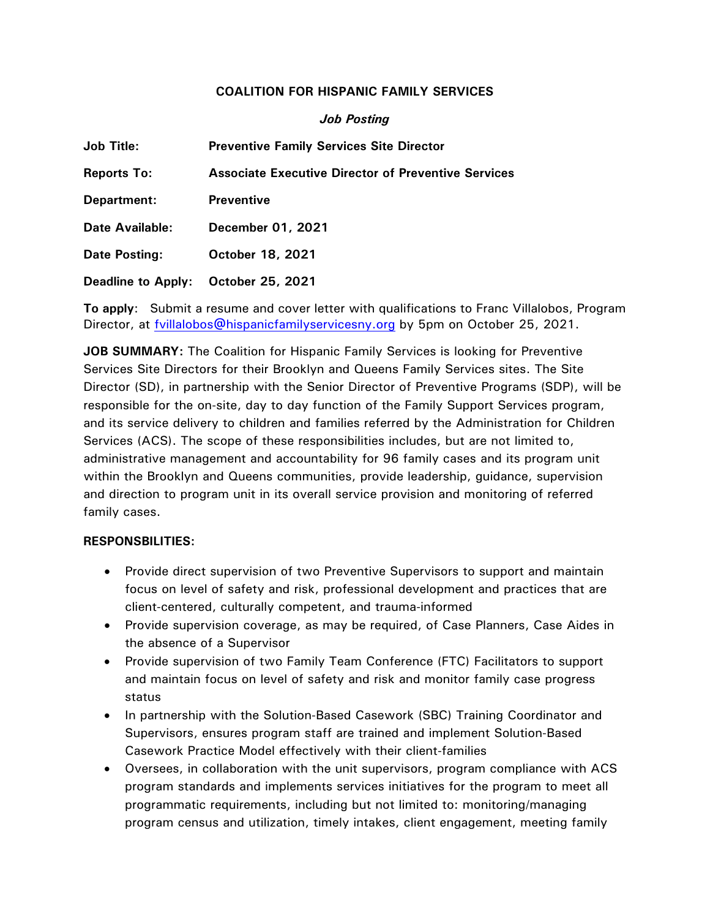**COALITION FOR HISPANIC FAMILY SERVICES**

***Job Posting***

| | |
|---|---|
| **Job Title:** | **Preventive Family Services Site Director** |
| **Reports To:** | **Associate Executive Director of Preventive Services** |
| **Department:** | **Preventive** |
| **Date Available:** | **December 01, 2021** |
| **Date Posting:** | **October 18, 2021** |
| **Deadline to Apply:** | **October 25, 2021** |

**To apply**: Submit a resume and cover letter with qualifications to Franc Villalobos, Program Director, at fvillalobos@hispanicfamilyservicesny.org by 5pm on October 25, 2021.

**JOB SUMMARY:** The Coalition for Hispanic Family Services is looking for Preventive Services Site Directors for their Brooklyn and Queens Family Services sites. The Site Director (SD), in partnership with the Senior Director of Preventive Programs (SDP), will be responsible for the on-site, day to day function of the Family Support Services program, and its service delivery to children and families referred by the Administration for Children Services (ACS). The scope of these responsibilities includes, but are not limited to, administrative management and accountability for 96 family cases and its program unit within the Brooklyn and Queens communities, provide leadership, guidance, supervision and direction to program unit in its overall service provision and monitoring of referred family cases.

**RESPONSBILITIES:**

- Provide direct supervision of two Preventive Supervisors to support and maintain focus on level of safety and risk, professional development and practices that are client-centered, culturally competent, and trauma-informed
- Provide supervision coverage, as may be required, of Case Planners, Case Aides in the absence of a Supervisor
- Provide supervision of two Family Team Conference (FTC) Facilitators to support and maintain focus on level of safety and risk and monitor family case progress status
- In partnership with the Solution-Based Casework (SBC) Training Coordinator and Supervisors, ensures program staff are trained and implement Solution-Based Casework Practice Model effectively with their client-families
- Oversees, in collaboration with the unit supervisors, program compliance with ACS program standards and implements services initiatives for the program to meet all programmatic requirements, including but not limited to: monitoring/managing program census and utilization, timely intakes, client engagement, meeting family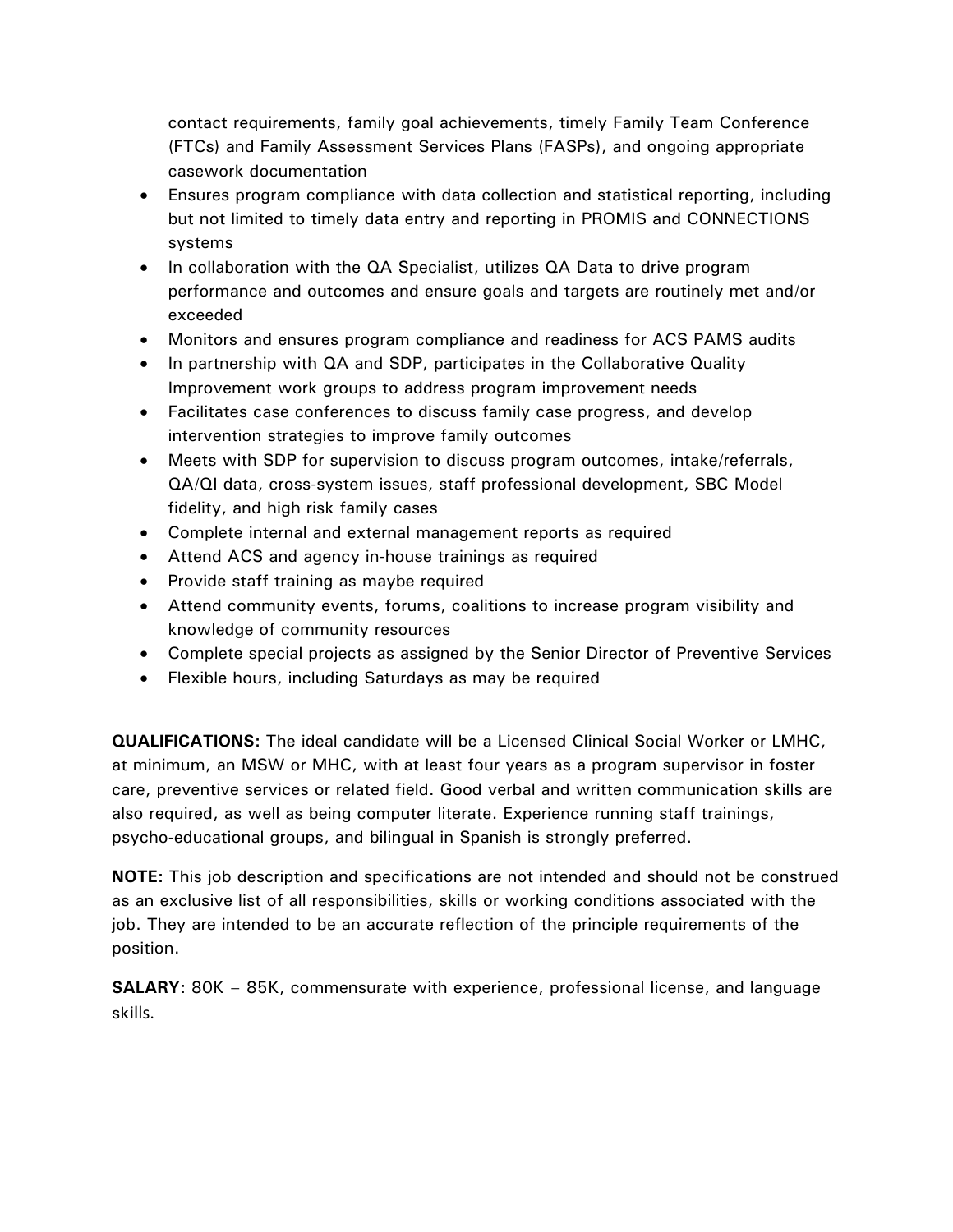contact requirements, family goal achievements, timely Family Team Conference (FTCs) and Family Assessment Services Plans (FASPs), and ongoing appropriate casework documentation

- Ensures program compliance with data collection and statistical reporting, including but not limited to timely data entry and reporting in PROMIS and CONNECTIONS systems
- In collaboration with the QA Specialist, utilizes QA Data to drive program performance and outcomes and ensure goals and targets are routinely met and/or exceeded
- Monitors and ensures program compliance and readiness for ACS PAMS audits
- In partnership with QA and SDP, participates in the Collaborative Quality Improvement work groups to address program improvement needs
- Facilitates case conferences to discuss family case progress, and develop intervention strategies to improve family outcomes
- Meets with SDP for supervision to discuss program outcomes, intake/referrals, QA/QI data, cross-system issues, staff professional development, SBC Model fidelity, and high risk family cases
- Complete internal and external management reports as required
- Attend ACS and agency in-house trainings as required
- Provide staff training as maybe required
- Attend community events, forums, coalitions to increase program visibility and knowledge of community resources
- Complete special projects as assigned by the Senior Director of Preventive Services
- Flexible hours, including Saturdays as may be required

**QUALIFICATIONS:** The ideal candidate will be a Licensed Clinical Social Worker or LMHC, at minimum, an MSW or MHC, with at least four years as a program supervisor in foster care, preventive services or related field. Good verbal and written communication skills are also required, as well as being computer literate. Experience running staff trainings, psycho-educational groups, and bilingual in Spanish is strongly preferred.

**NOTE:** This job description and specifications are not intended and should not be construed as an exclusive list of all responsibilities, skills or working conditions associated with the job. They are intended to be an accurate reflection of the principle requirements of the position.

**SALARY:** 80K – 85K, commensurate with experience, professional license, and language skills.